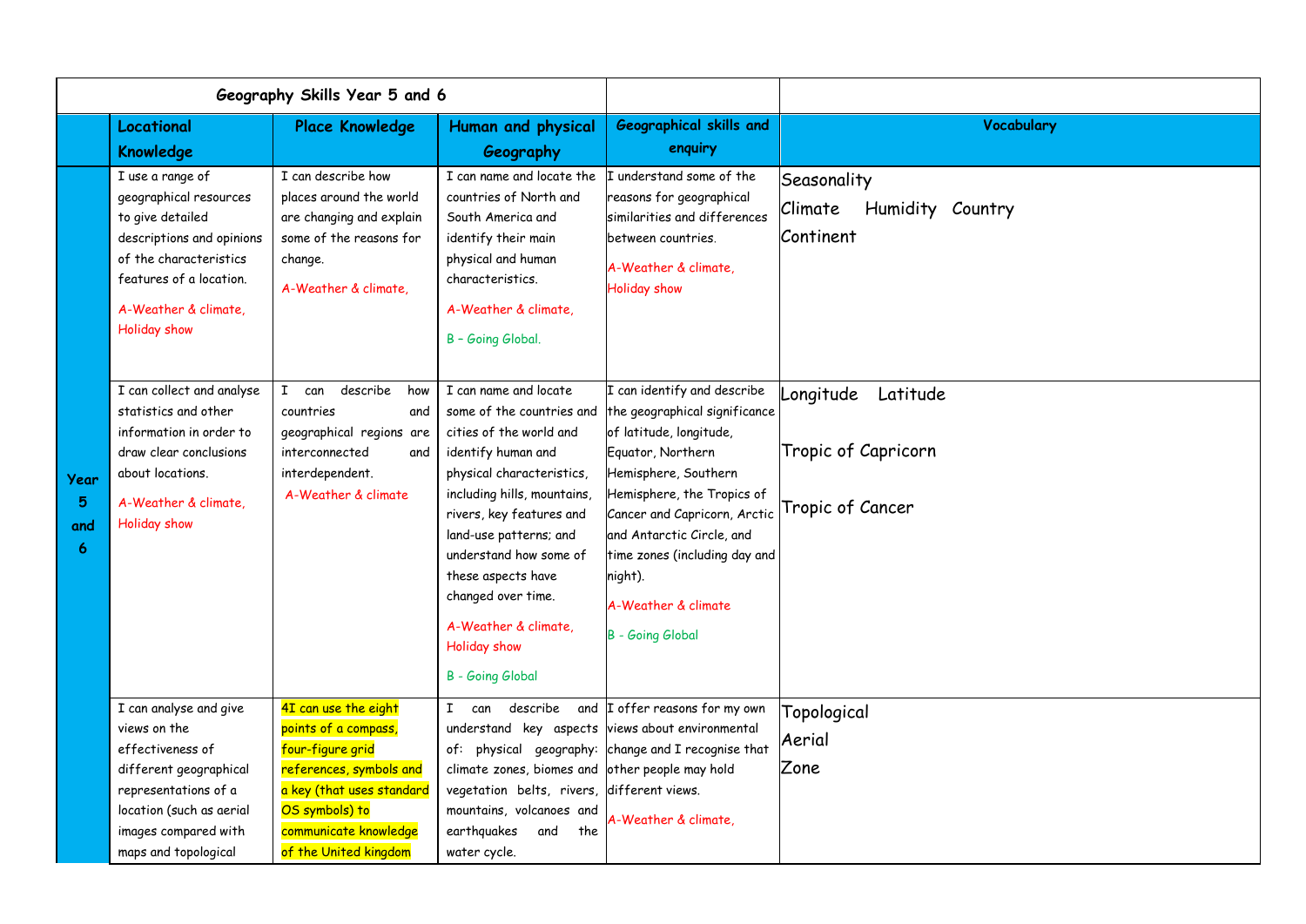| Geography Skills Year 5 and 6 | | | | | | |
|---|---|---|---|---|---|---|
| | **Locational Knowledge** | **Place Knowledge** | **Human and physical Geography** | **Geographical skills and enquiry** | **Vocabulary** |
| **Year 5 and 6** | I use a range of geographical resources to give detailed descriptions and opinions of the characteristics features of a location. A-Weather & climate, Holiday show | I can describe how places around the world are changing and explain some of the reasons for change. A-Weather & climate, | I can name and locate the countries of North and South America and identify their main physical and human characteristics. A-Weather & climate, B – Going Global. | I understand some of the reasons for geographical similarities and differences between countries. A-Weather & climate, Holiday show | Seasonality Climate Humidity Country Continent |
| | I can collect and analyse statistics and other information in order to draw clear conclusions about locations. A-Weather & climate, Holiday show | I can describe how countries and geographical regions are interconnected and interdependent. A-Weather & climate | I can name and locate some of the countries and cities of the world and identify human and physical characteristics, including hills, mountains, rivers, key features and land-use patterns; and understand how some of these aspects have changed over time. A-Weather & climate, Holiday show B - Going Global | I can identify and describe the geographical significance of latitude, longitude, Equator, Northern Hemisphere, Southern Hemisphere, the Tropics of Cancer and Capricorn, Arctic and Antarctic Circle, and time zones (including day and night). A-Weather & climate B - Going Global | Longitude Latitude Tropic of Capricorn Tropic of Cancer |
| | I can analyse and give views on the effectiveness of different geographical representations of a location (such as aerial images compared with maps and topological | 4I can use the eight points of a compass, four-figure grid references, symbols and a key (that uses standard OS symbols) to communicate knowledge of the United kingdom | I can describe and understand key aspects of: physical geography: climate zones, biomes and vegetation belts, rivers, mountains, volcanoes and earthquakes and the water cycle. | I offer reasons for my own views about environmental change and I recognise that other people may hold different views. A-Weather & climate, | Topological Aerial Zone |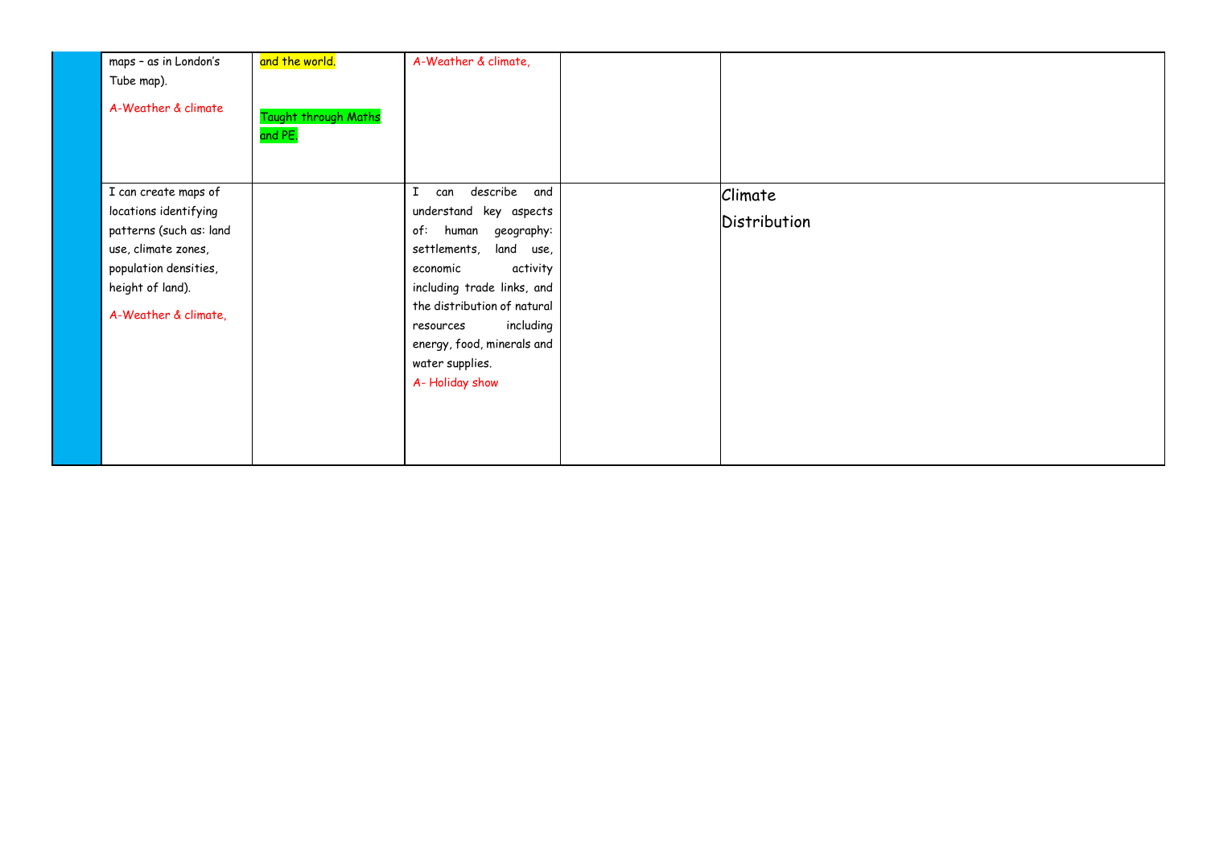| | | | | | |
|---|---|---|---|---|---|
| | maps – as in London's Tube map).<br><br>A-Weather & climate | and the world.<br><br>Taught through Maths and PE. | A-Weather & climate, | | |
| | I can create maps of locations identifying patterns (such as: land use, climate zones, population densities, height of land).<br><br>A-Weather & climate, | | I can describe and understand key aspects of: human geography: settlements, land use, economic activity including trade links, and the distribution of natural resources including energy, food, minerals and water supplies.<br>A- Holiday show | | Climate<br>Distribution |